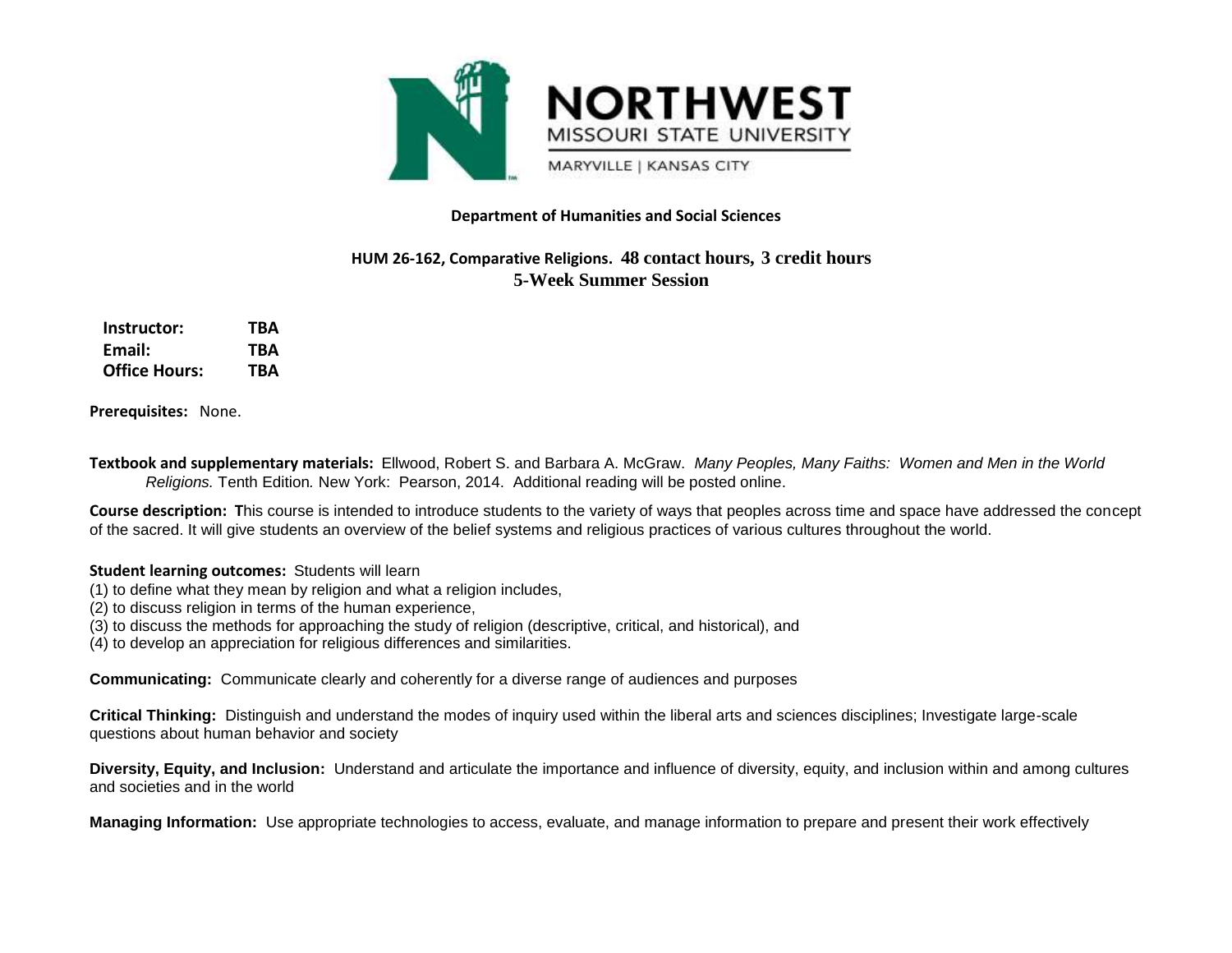NORTHWEST
MISSOURI STATE UNIVERSITY
MARYVILLE | KANSAS CITY

**Department of Humanities and Social Sciences**

**HUM 26-162, Comparative Religions. 48 contact hours, 3 credit hours**
**5-Week Summer Session**

| | |
|---|---|
| **Instructor:** | **TBA** |
| **Email:** | **TBA** |
| **Office Hours:** | **TBA** |

**Prerequisites:** None.

**Textbook and supplementary materials:** Ellwood, Robert S. and Barbara A. McGraw. *Many Peoples, Many Faiths: Women and Men in the World Religions.* Tenth Edition. New York: Pearson, 2014. Additional reading will be posted online.

**Course description:** **T**his course is intended to introduce students to the variety of ways that peoples across time and space have addressed the concept of the sacred. It will give students an overview of the belief systems and religious practices of various cultures throughout the world.

**Student learning outcomes:** Students will learn
(1) to define what they mean by religion and what a religion includes,
(2) to discuss religion in terms of the human experience,
(3) to discuss the methods for approaching the study of religion (descriptive, critical, and historical), and
(4) to develop an appreciation for religious differences and similarities.

**Communicating:** Communicate clearly and coherently for a diverse range of audiences and purposes

**Critical Thinking:** Distinguish and understand the modes of inquiry used within the liberal arts and sciences disciplines; Investigate large-scale questions about human behavior and society

**Diversity, Equity, and Inclusion:** Understand and articulate the importance and influence of diversity, equity, and inclusion within and among cultures and societies and in the world

**Managing Information:** Use appropriate technologies to access, evaluate, and manage information to prepare and present their work effectively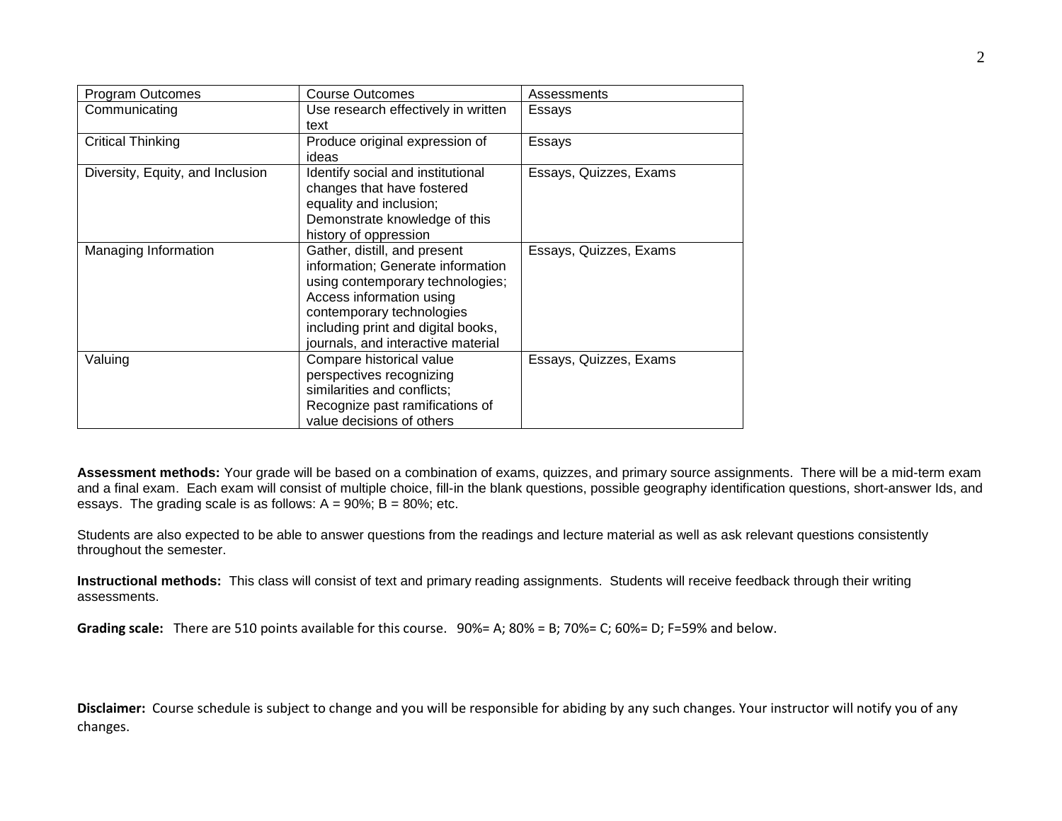| Program Outcomes | Course Outcomes | Assessments |
| --- | --- | --- |
| Communicating | Use research effectively in written text | Essays |
| Critical Thinking | Produce original expression of ideas | Essays |
| Diversity, Equity, and Inclusion | Identify social and institutional changes that have fostered equality and inclusion; Demonstrate knowledge of this history of oppression | Essays, Quizzes, Exams |
| Managing Information | Gather, distill, and present information; Generate information using contemporary technologies; Access information using contemporary technologies including print and digital books, journals, and interactive material | Essays, Quizzes, Exams |
| Valuing | Compare historical value perspectives recognizing similarities and conflicts; Recognize past ramifications of value decisions of others | Essays, Quizzes, Exams |

**Assessment methods:** Your grade will be based on a combination of exams, quizzes, and primary source assignments. There will be a mid-term exam and a final exam. Each exam will consist of multiple choice, fill-in the blank questions, possible geography identification questions, short-answer Ids, and essays. The grading scale is as follows: A = 90%; B = 80%; etc.

Students are also expected to be able to answer questions from the readings and lecture material as well as ask relevant questions consistently throughout the semester.

**Instructional methods:** This class will consist of text and primary reading assignments. Students will receive feedback through their writing assessments.

**Grading scale:** There are 510 points available for this course. 90%= A; 80% = B; 70%= C; 60%= D; F=59% and below.

**Disclaimer:** Course schedule is subject to change and you will be responsible for abiding by any such changes. Your instructor will notify you of any changes.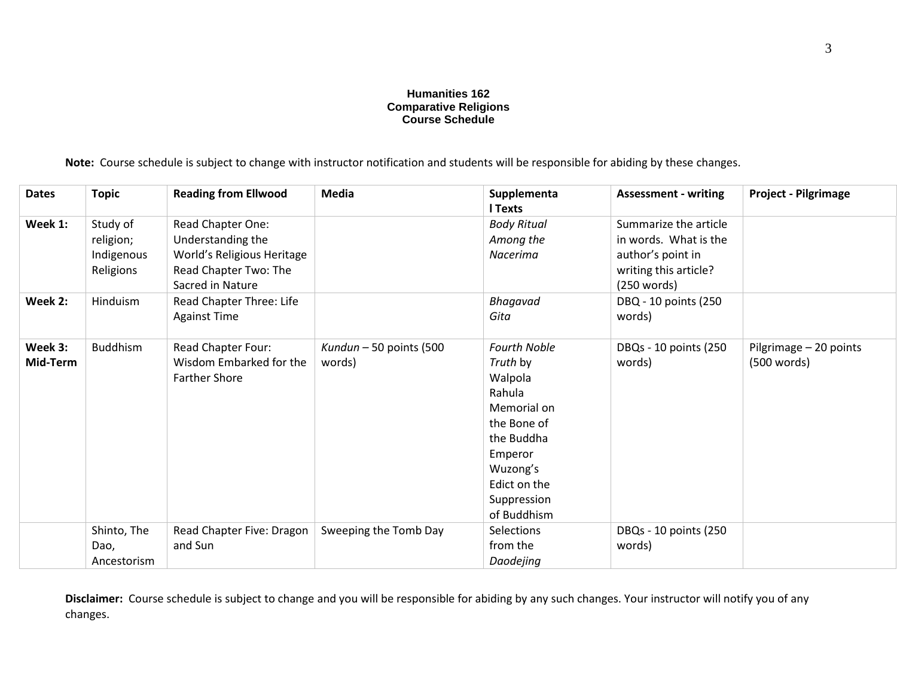**Humanities 162**
**Comparative Religions**
**Course Schedule**

**Note:** Course schedule is subject to change with instructor notification and students will be responsible for abiding by these changes.

| Dates | Topic | Reading from Ellwood | Media | Supplemental Texts | Assessment - writing | Project - Pilgrimage |
|---|---|---|---|---|---|---|
| **Week 1:** | Study of religion; Indigenous Religions | Read Chapter One: Understanding the World's Religious Heritage Read Chapter Two: The Sacred in Nature | | *Body Ritual Among the Nacerima* | Summarize the article in words. What is the author's point in writing this article? (250 words) | |
| **Week 2:** | Hinduism | Read Chapter Three: Life Against Time | | *Bhagavad Gita* | DBQ - 10 points (250 words) | |
| **Week 3: Mid-Term** | Buddhism | Read Chapter Four: Wisdom Embarked for the Farther Shore | *Kundun* – 50 points (500 words) | *Fourth Noble Truth* by Walpola Rahula Memorial on the Bone of the Buddha Emperor Wuzong's Edict on the Suppression of Buddhism | DBQs - 10 points (250 words) | Pilgrimage – 20 points (500 words) |
| | Shinto, The Dao, Ancestorism | Read Chapter Five: Dragon and Sun | Sweeping the Tomb Day | Selections from the *Daodejing* | DBQs - 10 points (250 words) | |

**Disclaimer:** Course schedule is subject to change and you will be responsible for abiding by any such changes. Your instructor will notify you of any changes.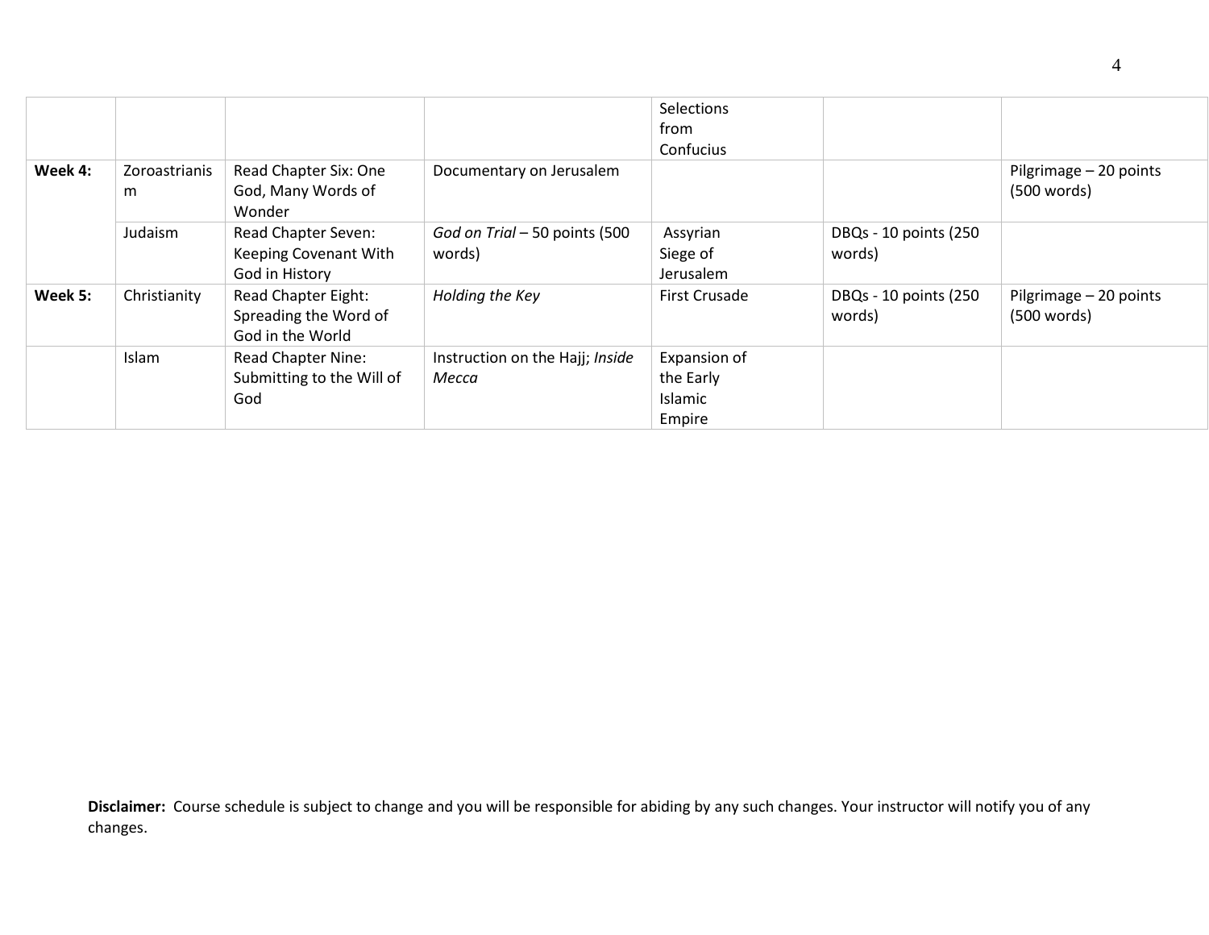| | | | | Selections from Confucius | | |
|---|---|---|---|---|---|---|
| **Week 4:** | Zoroastrianism | Read Chapter Six: One God, Many Words of Wonder | Documentary on Jerusalem | | | Pilgrimage – 20 points (500 words) |
| | Judaism | Read Chapter Seven: Keeping Covenant With God in History | *God on Trial* – 50 points (500 words) | Assyrian Siege of Jerusalem | DBQs - 10 points (250 words) | |
| **Week 5:** | Christianity | Read Chapter Eight: Spreading the Word of God in the World | *Holding the Key* | First Crusade | DBQs - 10 points (250 words) | Pilgrimage – 20 points (500 words) |
| | Islam | Read Chapter Nine: Submitting to the Will of God | Instruction on the Hajj; *Inside Mecca* | Expansion of the Early Islamic Empire | | |

**Disclaimer:** Course schedule is subject to change and you will be responsible for abiding by any such changes. Your instructor will notify you of any changes.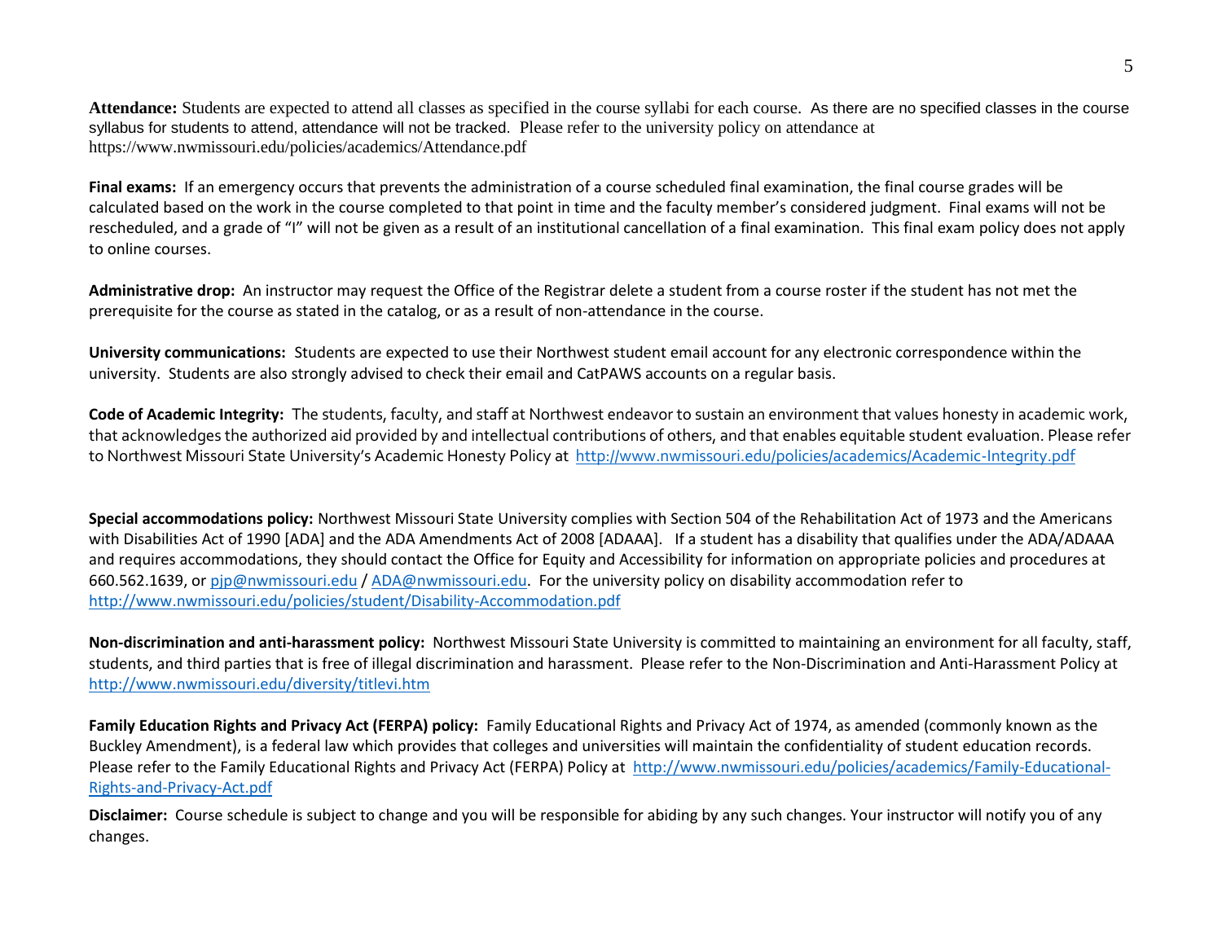**Attendance:** Students are expected to attend all classes as specified in the course syllabi for each course. As there are no specified classes in the course syllabus for students to attend, attendance will not be tracked. Please refer to the university policy on attendance at https://www.nwmissouri.edu/policies/academics/Attendance.pdf

**Final exams:** If an emergency occurs that prevents the administration of a course scheduled final examination, the final course grades will be calculated based on the work in the course completed to that point in time and the faculty member's considered judgment. Final exams will not be rescheduled, and a grade of "I" will not be given as a result of an institutional cancellation of a final examination. This final exam policy does not apply to online courses.

**Administrative drop:** An instructor may request the Office of the Registrar delete a student from a course roster if the student has not met the prerequisite for the course as stated in the catalog, or as a result of non-attendance in the course.

**University communications:** Students are expected to use their Northwest student email account for any electronic correspondence within the university. Students are also strongly advised to check their email and CatPAWS accounts on a regular basis.

**Code of Academic Integrity:** The students, faculty, and staff at Northwest endeavor to sustain an environment that values honesty in academic work, that acknowledges the authorized aid provided by and intellectual contributions of others, and that enables equitable student evaluation. Please refer to Northwest Missouri State University's Academic Honesty Policy at http://www.nwmissouri.edu/policies/academics/Academic-Integrity.pdf

**Special accommodations policy:** Northwest Missouri State University complies with Section 504 of the Rehabilitation Act of 1973 and the Americans with Disabilities Act of 1990 [ADA] and the ADA Amendments Act of 2008 [ADAAA]. If a student has a disability that qualifies under the ADA/ADAAA and requires accommodations, they should contact the Office for Equity and Accessibility for information on appropriate policies and procedures at 660.562.1639, or pjp@nwmissouri.edu / ADA@nwmissouri.edu. For the university policy on disability accommodation refer to http://www.nwmissouri.edu/policies/student/Disability-Accommodation.pdf

**Non-discrimination and anti-harassment policy:** Northwest Missouri State University is committed to maintaining an environment for all faculty, staff, students, and third parties that is free of illegal discrimination and harassment. Please refer to the Non-Discrimination and Anti-Harassment Policy at http://www.nwmissouri.edu/diversity/titlevi.htm

**Family Education Rights and Privacy Act (FERPA) policy:** Family Educational Rights and Privacy Act of 1974, as amended (commonly known as the Buckley Amendment), is a federal law which provides that colleges and universities will maintain the confidentiality of student education records. Please refer to the Family Educational Rights and Privacy Act (FERPA) Policy at http://www.nwmissouri.edu/policies/academics/Family-Educational-Rights-and-Privacy-Act.pdf

**Disclaimer:** Course schedule is subject to change and you will be responsible for abiding by any such changes. Your instructor will notify you of any changes.